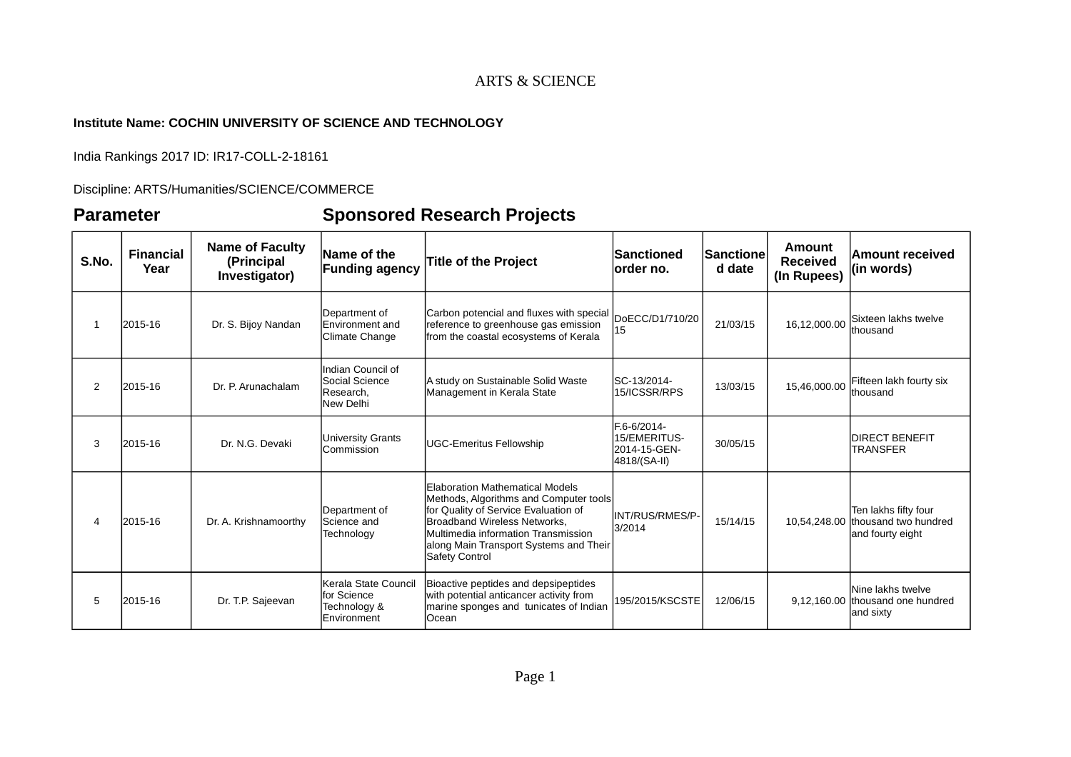# ARTS & SCIENCE

**Institute Name: COCHIN UNIVERSITY OF SCIENCE AND TECHNOLOGY**

India Rankings 2017 ID: IR17-COLL-2-18161

Discipline: ARTS/Humanities/SCIENCE/COMMERCE

## Parameter Sponsored Research Projects

| S.No. | Financial Year | Name of Faculty (Principal Investigator) | Name of the Funding agency | Title of the Project | Sanctioned order no. | Sanctioned date | Amount Received (In Rupees) | Amount received (in words) |
|---|---|---|---|---|---|---|---|---|
| 1 | 2015-16 | Dr. S. Bijoy Nandan | Department of Environment and Climate Change | Carbon potencial and fluxes with special reference to greenhouse gas emission from the coastal ecosystems of Kerala | DoECC/D1/710/2015 | 21/03/15 | 16,12,000.00 | Sixteen lakhs twelve thousand |
| 2 | 2015-16 | Dr. P. Arunachalam | Indian Council of Social Science Research, New Delhi | A study on Sustainable Solid Waste Management in Kerala State | SC-13/2014-15/ICSSR/RPS | 13/03/15 | 15,46,000.00 | Fifteen lakh fourty six thousand |
| 3 | 2015-16 | Dr. N.G. Devaki | University Grants Commission | UGC-Emeritus Fellowship | F.6-6/2014-15/EMERITUS-2014-15-GEN-4818/(SA-II) | 30/05/15 | | DIRECT BENEFIT TRANSFER |
| 4 | 2015-16 | Dr. A. Krishnamoorthy | Department of Science and Technology | Elaboration Mathematical Models Methods, Algorithms and Computer tools for Quality of Service Evaluation of Broadband Wireless Networks, Multimedia information Transmission along Main Transport Systems and Their Safety Control | INT/RUS/RMES/P-3/2014 | 15/14/15 | 10,54,248.00 | Ten lakhs fifty four thousand two hundred and fourty eight |
| 5 | 2015-16 | Dr. T.P. Sajeevan | Kerala State Council for Science Technology & Environment | Bioactive peptides and depsipeptides with potential anticancer activity from marine sponges and tunicates of Indian Ocean | 195/2015/KSCSTE | 12/06/15 | 9,12,160.00 | Nine lakhs twelve thousand one hundred and sixty |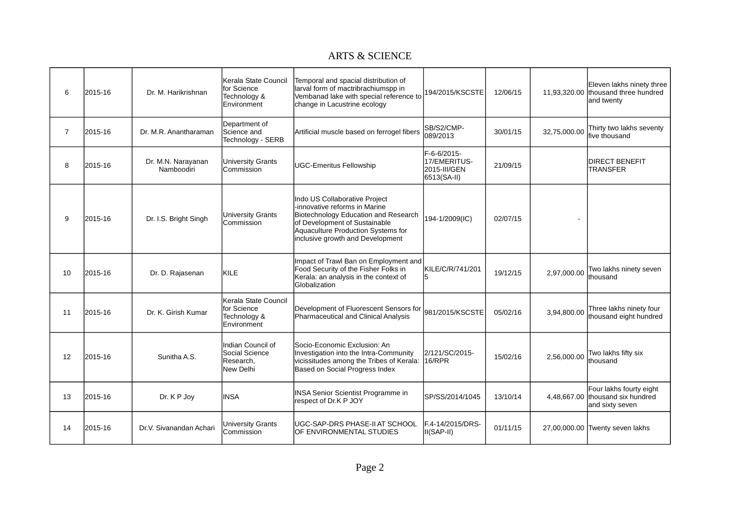## ARTS & SCIENCE

| | | | | | | | | |
|---|---|---|---|---|---|---|---|---|
| 6 | 2015-16 | Dr. M. Harikrishnan | Kerala State Council for Science Technology & Environment | Temporal and spacial distribution of larval form of mactribrachiumspp in Vembanad lake with special reference to change in Lacustrine ecology | 194/2015/KSCSTE | 12/06/15 | 11,93,320.00 | Eleven lakhs ninety three thousand three hundred and twenty |
| 7 | 2015-16 | Dr. M.R. Anantharaman | Department of Science and Technology - SERB | Artificial muscle based on ferrogel fibers | SB/S2/CMP-089/2013 | 30/01/15 | 32,75,000.00 | Thirty two lakhs seventy five thousand |
| 8 | 2015-16 | Dr. M.N. Narayanan Namboodiri | University Grants Commission | UGC-Emeritus Fellowship | F-6-6/2015-17/EMERITUS-2015-III/GEN 6513(SA-II) | 21/09/15 | | DIRECT BENEFIT TRANSFER |
| 9 | 2015-16 | Dr. I.S. Bright Singh | University Grants Commission | Indo US Collaborative Project -innovative reforms in Marine Biotechnology Education and Research of Development of Sustainable Aquaculture Production Systems for inclusive growth and Development | 194-1/2009(IC) | 02/07/15 | - | |
| 10 | 2015-16 | Dr. D. Rajasenan | KILE | Impact of Trawl Ban on Employment and Food Security of the Fisher Folks in Kerala: an analysis in the context of Globalization | KILE/C/R/741/2015 | 19/12/15 | 2,97,000.00 | Two lakhs ninety seven thousand |
| 11 | 2015-16 | Dr. K. Girish Kumar | Kerala State Council for Science Technology & Environment | Development of Fluorescent Sensors for Pharmaceutical and Clinical Analysis | 981/2015/KSCSTE | 05/02/16 | 3,94,800.00 | Three lakhs ninety four thousand eight hundred |
| 12 | 2015-16 | Sunitha A.S. | Indian Council of Social Science Research, New Delhi | Socio-Economic Exclusion: An Investigation into the Intra-Community vicissitudes among the Tribes of Kerala: Based on Social Progress Index | 2/121/SC/2015-16/RPR | 15/02/16 | 2,56,000.00 | Two lakhs fifty six thousand |
| 13 | 2015-16 | Dr. K P Joy | INSA | INSA Senior Scientist Programme in respect of Dr.K P JOY | SP/SS/2014/1045 | 13/10/14 | 4,48,667.00 | Four lakhs fourty eight thousand six hundred and sixty seven |
| 14 | 2015-16 | Dr.V. Sivanandan Achari | University Grants Commission | UGC-SAP-DRS PHASE-II AT SCHOOL OF ENVIRONMENTAL STUDIES | F.4-14/2015/DRS-II(SAP-II) | 01/11/15 | 27,00,000.00 | Twenty seven lakhs |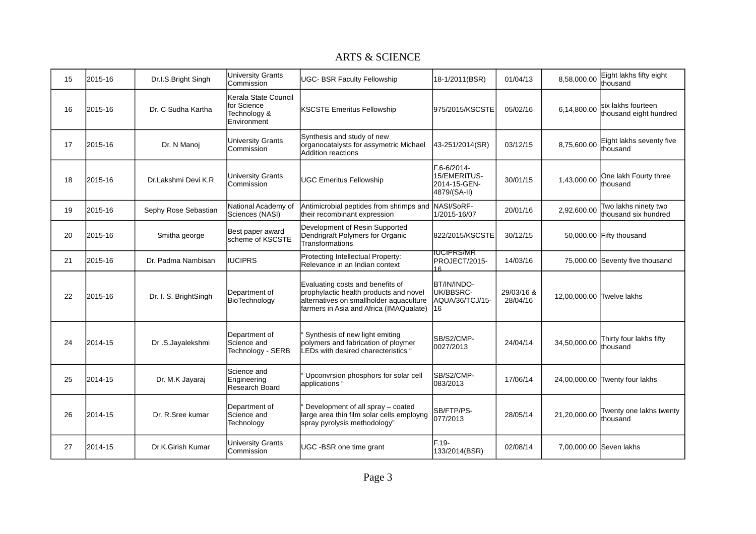ARTS & SCIENCE

| 15 | 2015-16 | Dr.I.S.Bright Singh | University Grants Commission | UGC- BSR Faculty Fellowship | 18-1/2011(BSR) | 01/04/13 | 8,58,000.00 | Eight lakhs fifty eight thousand |
|---|---|---|---|---|---|---|---|---|
| 16 | 2015-16 | Dr. C Sudha Kartha | Kerala State Council for Science Technology & Environment | KSCSTE Emeritus Fellowship | 975/2015/KSCSTE | 05/02/16 | 6,14,800.00 | six lakhs fourteen thousand eight hundred |
| 17 | 2015-16 | Dr. N Manoj | University Grants Commission | Synthesis and study of new organocatalysts for assymetric Michael Addition reactions | 43-251/2014(SR) | 03/12/15 | 8,75,600.00 | Eight lakhs seventy five thousand |
| 18 | 2015-16 | Dr.Lakshmi Devi K.R | University Grants Commission | UGC Emeritus Fellowship | F.6-6/2014-15/EMERITUS-2014-15-GEN-4879/(SA-II) | 30/01/15 | 1,43,000.00 | One lakh Fourty three thousand |
| 19 | 2015-16 | Sephy Rose Sebastian | National Academy of Sciences (NASI) | Antimicrobial peptides from shrimps and their recombinant expression | NASI/SoRF-1/2015-16/07 | 20/01/16 | 2,92,600.00 | Two lakhs ninety two thousand six hundred |
| 20 | 2015-16 | Smitha george | Best paper award scheme of KSCSTE | Development of Resin Supported Dendrigraft Polymers for Organic Transformations | 822/2015/KSCSTE | 30/12/15 | 50,000.00 | Fifty thousand |
| 21 | 2015-16 | Dr. Padma Nambisan | IUCIPRS | Protecting Intellectual Property: Relevance in an Indian context | IUCIPRS/MR PROJECT/2015-16 | 14/03/16 | 75,000.00 | Seventy five thousand |
| 22 | 2015-16 | Dr. I. S. BrightSingh | Department of BioTechnology | Evaluating costs and benefits of prophylactic health products and novel alternatives on smallholder aquaculture farmers in Asia and Africa (IMAQualate) | BT/IN/INDO-UK/BBSRC-AQUA/36/TCJ/15-16 | 29/03/16 & 28/04/16 | 12,00,000.00 | Twelve lakhs |
| 24 | 2014-15 | Dr .S.Jayalekshmi | Department of Science and Technology - SERB | " Synthesis of new light emiting polymers and fabrication of ploymer LEDs with desired charecteristics " | SB/S2/CMP-0027/2013 | 24/04/14 | 34,50,000.00 | Thirty four lakhs fifty thousand |
| 25 | 2014-15 | Dr. M.K Jayaraj | Science and Engineering Research Board | " Upconvrsion phosphors for solar cell applications " | SB/S2/CMP-083/2013 | 17/06/14 | 24,00,000.00 | Twenty four lakhs |
| 26 | 2014-15 | Dr. R.Sree kumar | Department of Science and Technology | " Development of all spray – coated large area thin film solar cells employng spray pyrolysis methodology" | SB/FTP/PS-077/2013 | 28/05/14 | 21,20,000.00 | Twenty one lakhs twenty thousand |
| 27 | 2014-15 | Dr.K.Girish Kumar | University Grants Commission | UGC -BSR one time grant | F.19-133/2014(BSR) | 02/08/14 | 7,00,000.00 | Seven lakhs |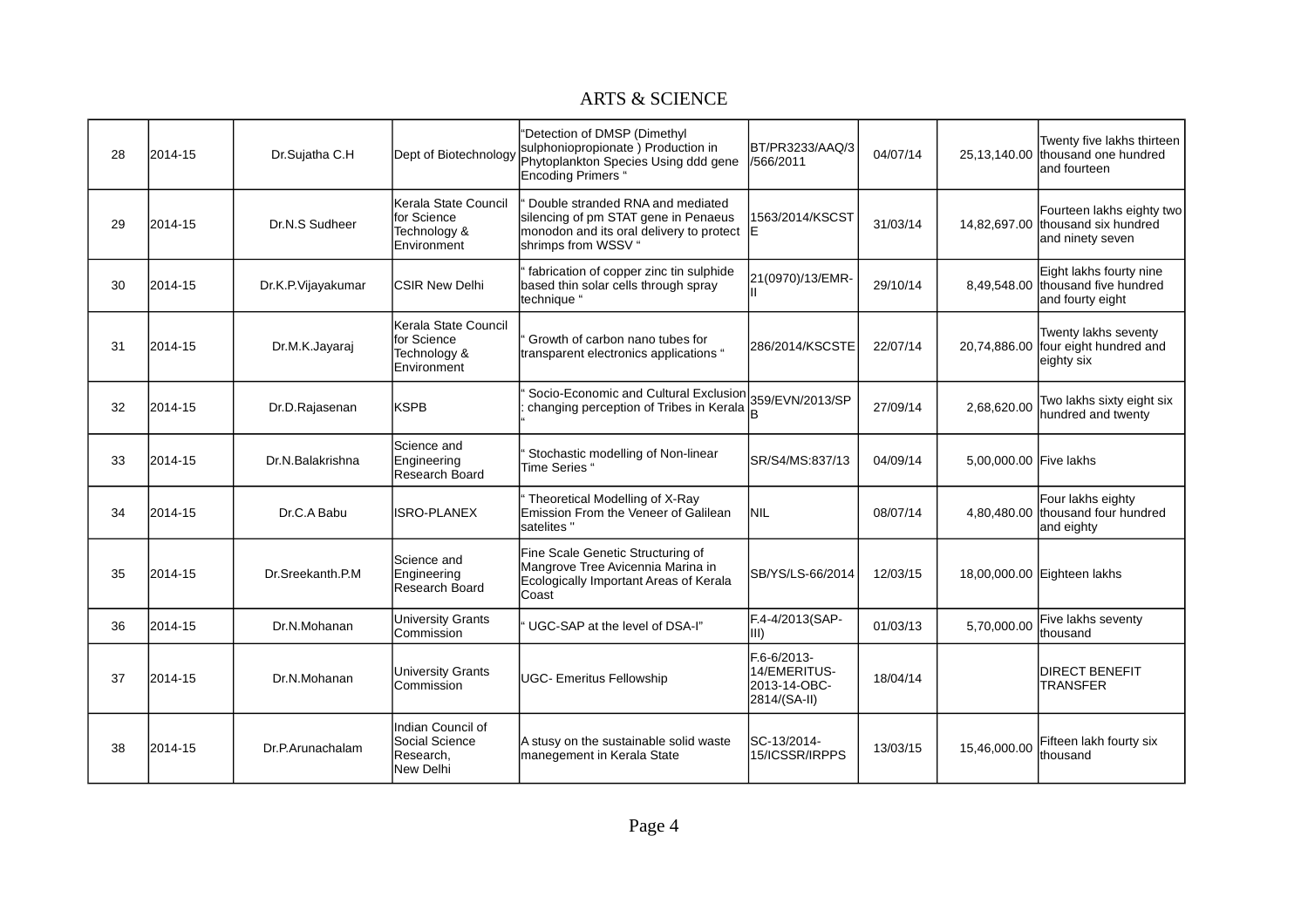ARTS & SCIENCE

| | | | | | | | | |
|---|---|---|---|---|---|---|---|---|
| 28 | 2014-15 | Dr.Sujatha C.H | Dept of Biotechnology | "Detection of DMSP (Dimethyl sulphoniopropionate ) Production in Phytoplankton Species Using ddd gene Encoding Primers " | BT/PR3233/AAQ/3/566/2011 | 04/07/14 | 25,13,140.00 | Twenty five lakhs thirteen thousand one hundred and fourteen |
| 29 | 2014-15 | Dr.N.S Sudheer | Kerala State Council for Science Technology & Environment | " Double stranded RNA and mediated silencing of pm STAT gene in Penaeus monodon and its oral delivery to protect shrimps from WSSV " | 1563/2014/KSCSTE | 31/03/14 | 14,82,697.00 | Fourteen lakhs eighty two thousand six hundred and ninety seven |
| 30 | 2014-15 | Dr.K.P.Vijayakumar | CSIR New Delhi | " fabrication of copper zinc tin sulphide based thin solar cells through spray technique " | 21(0970)/13/EMR-II | 29/10/14 | 8,49,548.00 | Eight lakhs fourty nine thousand five hundred and fourty eight |
| 31 | 2014-15 | Dr.M.K.Jayaraj | Kerala State Council for Science Technology & Environment | " Growth of carbon nano tubes for transparent electronics applications " | 286/2014/KSCSTE | 22/07/14 | 20,74,886.00 | Twenty lakhs seventy four eight hundred and eighty six |
| 32 | 2014-15 | Dr.D.Rajasenan | KSPB | " Socio-Economic and Cultural Exclusion : changing perception of Tribes in Kerala " | 359/EVN/2013/SPB | 27/09/14 | 2,68,620.00 | Two lakhs sixty eight six hundred and twenty |
| 33 | 2014-15 | Dr.N.Balakrishna | Science and Engineering Research Board | " Stochastic modelling of Non-linear Time Series " | SR/S4/MS:837/13 | 04/09/14 | 5,00,000.00 | Five lakhs |
| 34 | 2014-15 | Dr.C.A Babu | ISRO-PLANEX | " Theoretical Modelling of X-Ray Emission From the Veneer of Galilean satelites " | NIL | 08/07/14 | 4,80,480.00 | Four lakhs eighty thousand four hundred and eighty |
| 35 | 2014-15 | Dr.Sreekanth.P.M | Science and Engineering Research Board | Fine Scale Genetic Structuring of Mangrove Tree Avicennia Marina in Ecologically Important Areas of Kerala Coast | SB/YS/LS-66/2014 | 12/03/15 | 18,00,000.00 | Eighteen lakhs |
| 36 | 2014-15 | Dr.N.Mohanan | University Grants Commission | " UGC-SAP at the level of DSA-I" | F.4-4/2013(SAP-III) | 01/03/13 | 5,70,000.00 | Five lakhs seventy thousand |
| 37 | 2014-15 | Dr.N.Mohanan | University Grants Commission | UGC- Emeritus Fellowship | F.6-6/2013-14/EMERITUS-2013-14-OBC-2814/(SA-II) | 18/04/14 | | DIRECT BENEFIT TRANSFER |
| 38 | 2014-15 | Dr.P.Arunachalam | Indian Council of Social Science Research, New Delhi | A stusy on the sustainable solid waste manegement in Kerala State | SC-13/2014-15/ICSSR/IRPPS | 13/03/15 | 15,46,000.00 | Fifteen lakh fourty six thousand |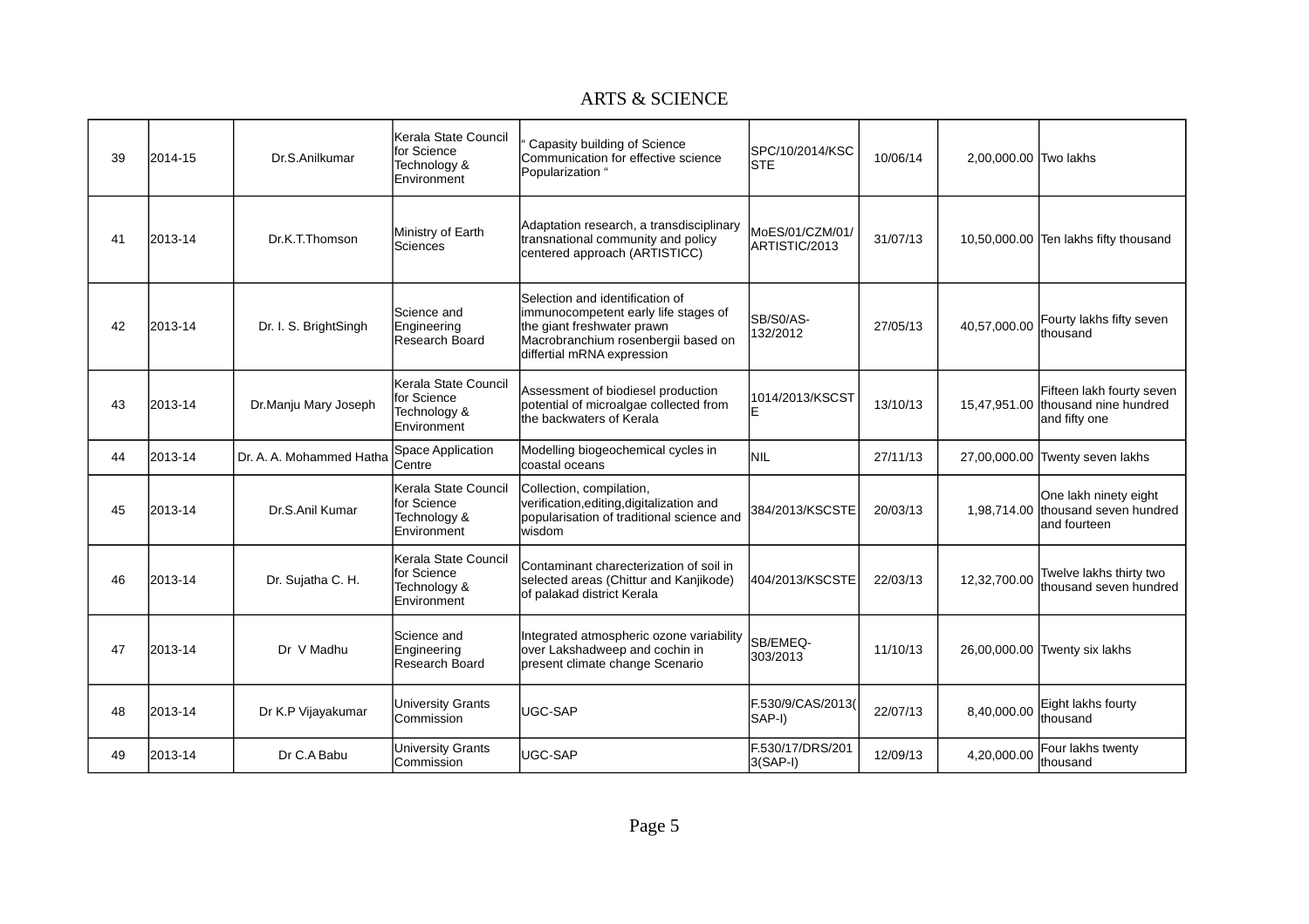ARTS & SCIENCE

| | | | | | | | | |
|---|---|---|---|---|---|---|---|---|
| 39 | 2014-15 | Dr.S.Anilkumar | Kerala State Council for Science Technology & Environment | " Capasity building of Science Communication for effective science Popularization " | SPC/10/2014/KSCSTE | 10/06/14 | 2,00,000.00 | Two lakhs |
| 41 | 2013-14 | Dr.K.T.Thomson | Ministry of Earth Sciences | Adaptation research, a transdisciplinary transnational community and policy centered approach (ARTISTICC) | MoES/01/CZM/01/ARTISTIC/2013 | 31/07/13 | 10,50,000.00 | Ten lakhs fifty thousand |
| 42 | 2013-14 | Dr. I. S. BrightSingh | Science and Engineering Research Board | Selection and identification of immunocompetent early life stages of the giant freshwater prawn Macrobranchium rosenbergii based on differtial mRNA expression | SB/S0/AS-132/2012 | 27/05/13 | 40,57,000.00 | Fourty lakhs fifty seven thousand |
| 43 | 2013-14 | Dr.Manju Mary Joseph | Kerala State Council for Science Technology & Environment | Assessment of biodiesel production potential of microalgae collected from the backwaters of Kerala | 1014/2013/KSCSTE | 13/10/13 | 15,47,951.00 | Fifteen lakh fourty seven thousand nine hundred and fifty one |
| 44 | 2013-14 | Dr. A. A. Mohammed Hatha | Space Application Centre | Modelling biogeochemical cycles in coastal oceans | NIL | 27/11/13 | 27,00,000.00 | Twenty seven lakhs |
| 45 | 2013-14 | Dr.S.Anil Kumar | Kerala State Council for Science Technology & Environment | Collection, compilation, verification,editing,digitalization and popularisation of traditional science and wisdom | 384/2013/KSCSTE | 20/03/13 | 1,98,714.00 | One lakh ninety eight thousand seven hundred and fourteen |
| 46 | 2013-14 | Dr. Sujatha C. H. | Kerala State Council for Science Technology & Environment | Contaminant charecterization of soil in selected areas (Chittur and Kanjikode) of palakad district Kerala | 404/2013/KSCSTE | 22/03/13 | 12,32,700.00 | Twelve lakhs thirty two thousand seven hundred |
| 47 | 2013-14 | Dr V Madhu | Science and Engineering Research Board | Integrated atmospheric ozone variability over Lakshadweep and cochin in present climate change Scenario | SB/EMEQ-303/2013 | 11/10/13 | 26,00,000.00 | Twenty six lakhs |
| 48 | 2013-14 | Dr K.P Vijayakumar | University Grants Commission | UGC-SAP | F.530/9/CAS/2013(SAP-I) | 22/07/13 | 8,40,000.00 | Eight lakhs fourty thousand |
| 49 | 2013-14 | Dr C.A Babu | University Grants Commission | UGC-SAP | F.530/17/DRS/2013(SAP-I) | 12/09/13 | 4,20,000.00 | Four lakhs twenty thousand |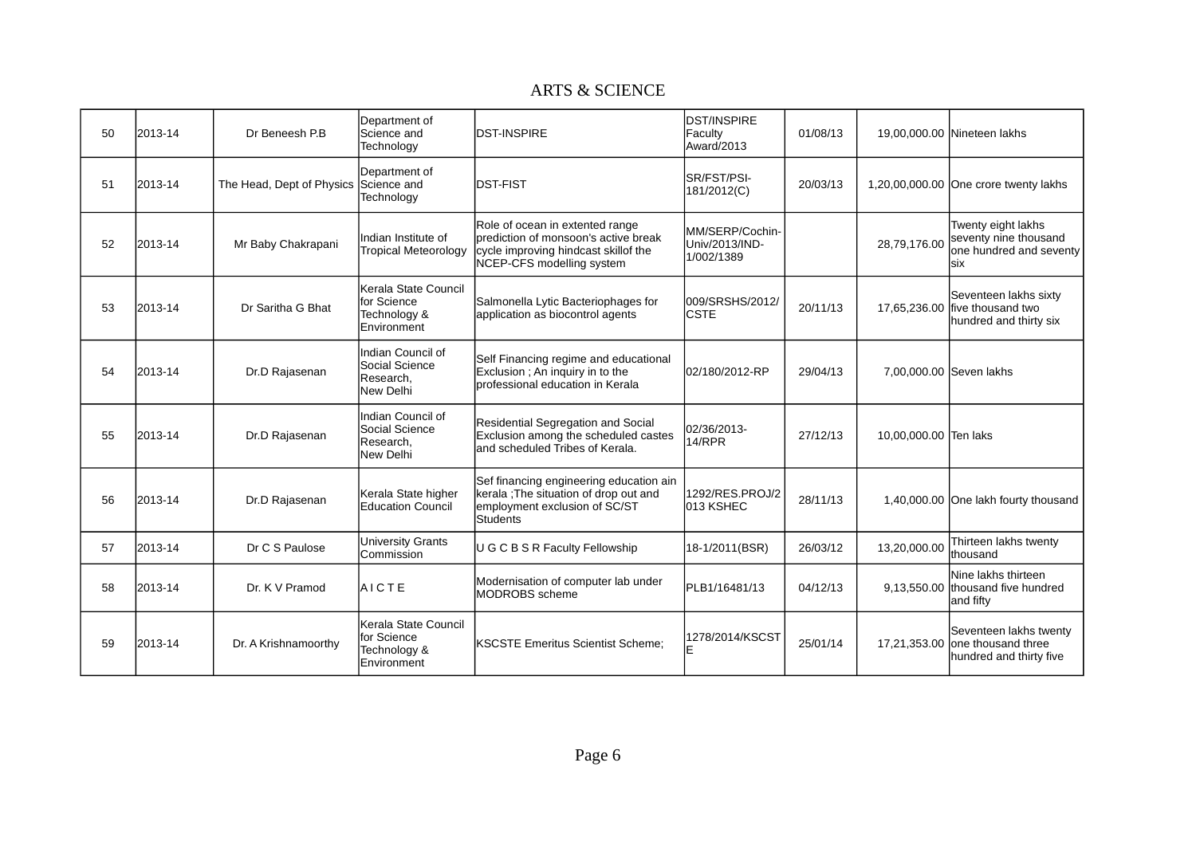# ARTS & SCIENCE

| | | | | | | | | |
|---|---|---|---|---|---|---|---|---|
| 50 | 2013-14 | Dr Beneesh P.B | Department of Science and Technology | DST-INSPIRE | DST/INSPIRE Faculty Award/2013 | 01/08/13 | 19,00,000.00 | Nineteen lakhs |
| 51 | 2013-14 | The Head, Dept of Physics | Department of Science and Technology | DST-FIST | SR/FST/PSI-181/2012(C) | 20/03/13 | 1,20,00,000.00 | One crore twenty lakhs |
| 52 | 2013-14 | Mr Baby Chakrapani | Indian Institute of Tropical Meteorology | Role of ocean in extented range prediction of monsoon's active break cycle improving hindcast skillof the NCEP-CFS modelling system | MM/SERP/Cochin-Univ/2013/IND-1/002/1389 | | 28,79,176.00 | Twenty eight lakhs seventy nine thousand one hundred and seventy six |
| 53 | 2013-14 | Dr Saritha G Bhat | Kerala State Council for Science Technology & Environment | Salmonella Lytic Bacteriophages for application as biocontrol agents | 009/SRSHS/2012/CSTE | 20/11/13 | 17,65,236.00 | Seventeen lakhs sixty five thousand two hundred and thirty six |
| 54 | 2013-14 | Dr.D Rajasenan | Indian Council of Social Science Research, New Delhi | Self Financing regime and educational Exclusion ; An inquiry in to the professional education in Kerala | 02/180/2012-RP | 29/04/13 | 7,00,000.00 | Seven lakhs |
| 55 | 2013-14 | Dr.D Rajasenan | Indian Council of Social Science Research, New Delhi | Residential Segregation and Social Exclusion among the scheduled castes and scheduled Tribes of Kerala. | 02/36/2013-14/RPR | 27/12/13 | 10,00,000.00 | Ten laks |
| 56 | 2013-14 | Dr.D Rajasenan | Kerala State higher Education Council | Sef financing engineering education ain kerala ;The situation of drop out and employment exclusion of SC/ST Students | 1292/RES.PROJ/2013 KSHEC | 28/11/13 | 1,40,000.00 | One lakh fourty thousand |
| 57 | 2013-14 | Dr C S Paulose | University Grants Commission | U G C B S R Faculty Fellowship | 18-1/2011(BSR) | 26/03/12 | 13,20,000.00 | Thirteen lakhs twenty thousand |
| 58 | 2013-14 | Dr. K V Pramod | A I C T E | Modernisation of computer lab under MODROBS scheme | PLB1/16481/13 | 04/12/13 | 9,13,550.00 | Nine lakhs thirteen thousand five hundred and fifty |
| 59 | 2013-14 | Dr. A Krishnamoorthy | Kerala State Council for Science Technology & Environment | KSCSTE Emeritus Scientist Scheme; | 1278/2014/KSCSTE | 25/01/14 | 17,21,353.00 | Seventeen lakhs twenty one thousand three hundred and thirty five |